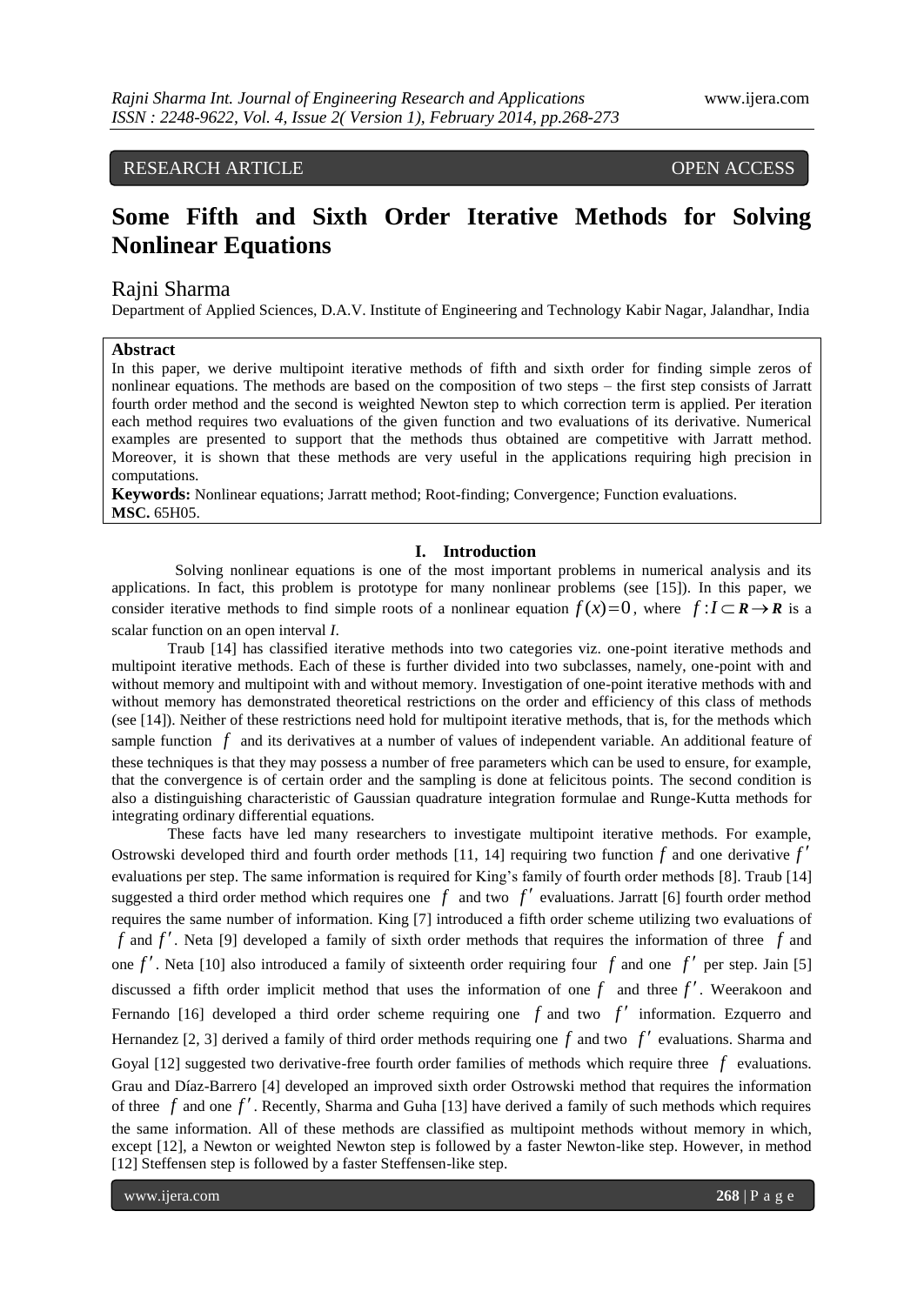RESEARCH ARTICLE OPEN ACCESS

# Some Fifth and Sixth Order Iterative Methods for Solving Nonlinear Equations

Rajni Sharma

Department of Applied Sciences, D.A.V. Institute of Engineering and Technology Kabir Nagar, Jalandhar, India

**Abstract**

In this paper, we derive multipoint iterative methods of fifth and sixth order for finding simple zeros of nonlinear equations. The methods are based on the composition of two steps – the first step consists of Jarratt fourth order method and the second is weighted Newton step to which correction term is applied. Per iteration each method requires two evaluations of the given function and two evaluations of its derivative. Numerical examples are presented to support that the methods thus obtained are competitive with Jarratt method. Moreover, it is shown that these methods are very useful in the applications requiring high precision in computations.

**Keywords:** Nonlinear equations; Jarratt method; Root-finding; Convergence; Function evaluations.

**MSC.** 65H05.

## I. Introduction

Solving nonlinear equations is one of the most important problems in numerical analysis and its applications. In fact, this problem is prototype for many nonlinear problems (see [15]). In this paper, we consider iterative methods to find simple roots of a nonlinear equation $f(x)=0$, where $f: I \subset \boldsymbol{R} \rightarrow \boldsymbol{R}$ is a scalar function on an open interval *I*.

Traub [14] has classified iterative methods into two categories viz. one-point iterative methods and multipoint iterative methods. Each of these is further divided into two subclasses, namely, one-point with and without memory and multipoint with and without memory. Investigation of one-point iterative methods with and without memory has demonstrated theoretical restrictions on the order and efficiency of this class of methods (see [14]). Neither of these restrictions need hold for multipoint iterative methods, that is, for the methods which sample function $f$ and its derivatives at a number of values of independent variable. An additional feature of these techniques is that they may possess a number of free parameters which can be used to ensure, for example, that the convergence is of certain order and the sampling is done at felicitous points. The second condition is also a distinguishing characteristic of Gaussian quadrature integration formulae and Runge-Kutta methods for integrating ordinary differential equations.

These facts have led many researchers to investigate multipoint iterative methods. For example, Ostrowski developed third and fourth order methods [11, 14] requiring two function $f$ and one derivative $f'$ evaluations per step. The same information is required for King's family of fourth order methods [8]. Traub [14] suggested a third order method which requires one $f$ and two $f'$ evaluations. Jarratt [6] fourth order method requires the same number of information. King [7] introduced a fifth order scheme utilizing two evaluations of $f$ and $f'$. Neta [9] developed a family of sixth order methods that requires the information of three $f$ and one $f'$. Neta [10] also introduced a family of sixteenth order requiring four $f$ and one $f'$ per step. Jain [5] discussed a fifth order implicit method that uses the information of one $f$ and three $f'$. Weerakoon and Fernando [16] developed a third order scheme requiring one $f$ and two $f'$ information. Ezquerro and Hernandez [2, 3] derived a family of third order methods requiring one $f$ and two $f'$ evaluations. Sharma and Goyal [12] suggested two derivative-free fourth order families of methods which require three $f$ evaluations. Grau and Díaz-Barrero [4] developed an improved sixth order Ostrowski method that requires the information of three $f$ and one $f'$. Recently, Sharma and Guha [13] have derived a family of such methods which requires the same information. All of these methods are classified as multipoint methods without memory in which, except [12], a Newton or weighted Newton step is followed by a faster Newton-like step. However, in method [12] Steffensen step is followed by a faster Steffensen-like step.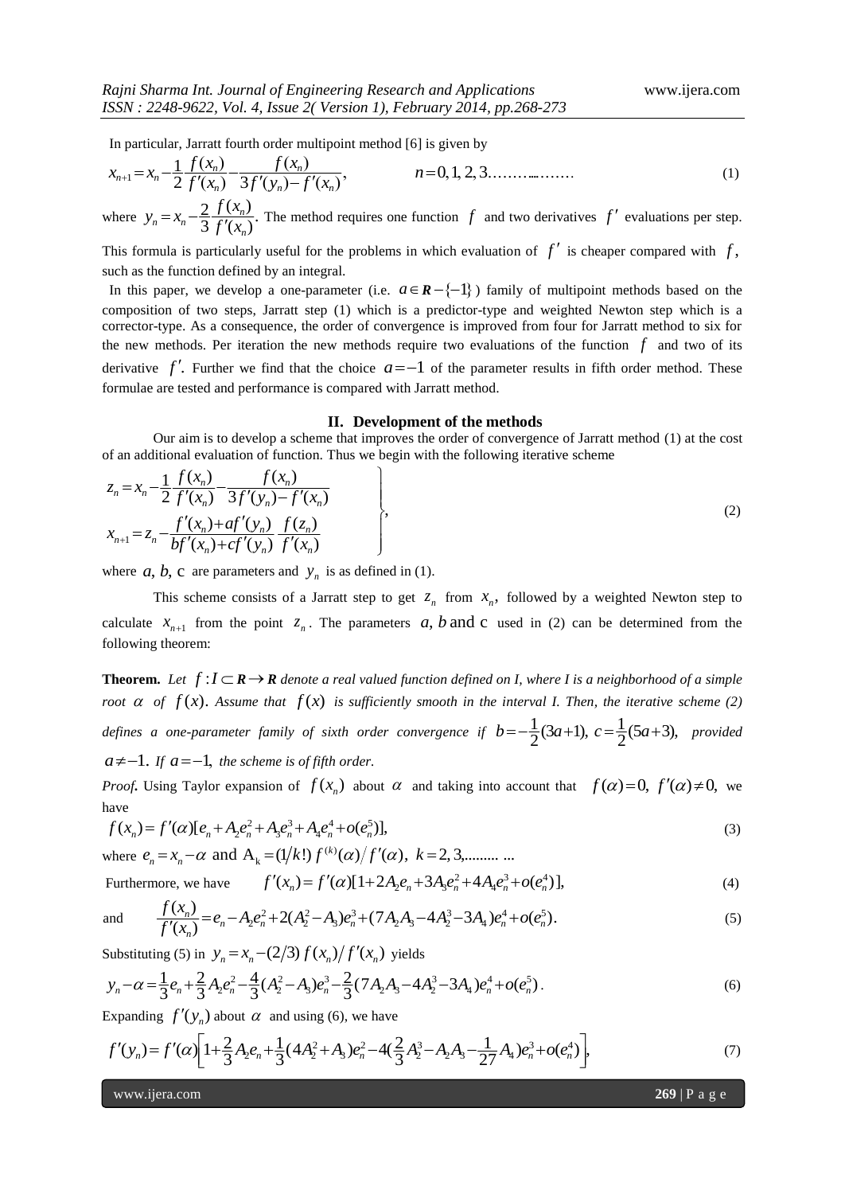In particular, Jarratt fourth order multipoint method [6] is given by

$$x_{n+1} = x_n - \frac{1}{2}\frac{f(x_n)}{f'(x_n)} - \frac{f(x_n)}{3f'(y_n) - f'(x_n)}, \qquad n = 0, 1, 2, 3\ldots\ldots\ldots\ldots\ldots \tag{1}$$

where $y_n = x_n - \frac{2}{3}\frac{f(x_n)}{f'(x_n)}$. The method requires one function $f$ and two derivatives $f'$ evaluations per step. This formula is particularly useful for the problems in which evaluation of $f'$ is cheaper compared with $f$, such as the function defined by an integral.

In this paper, we develop a one-parameter (i.e. $a \in \boldsymbol{R} - \{-1\}$) family of multipoint methods based on the composition of two steps, Jarratt step (1) which is a predictor-type and weighted Newton step which is a corrector-type. As a consequence, the order of convergence is improved from four for Jarratt method to six for the new methods. Per iteration the new methods require two evaluations of the function $f$ and two of its derivative $f'$. Further we find that the choice $a = -1$ of the parameter results in fifth order method. These formulae are tested and performance is compared with Jarratt method.

## II. Development of the methods

Our aim is to develop a scheme that improves the order of convergence of Jarratt method (1) at the cost of an additional evaluation of function. Thus we begin with the following iterative scheme

$$\left.\begin{aligned} z_n &= x_n - \frac{1}{2}\frac{f(x_n)}{f'(x_n)} - \frac{f(x_n)}{3f'(y_n) - f'(x_n)} \\ x_{n+1} &= z_n - \frac{f'(x_n) + af'(y_n)}{bf'(x_n) + cf'(y_n)}\frac{f(z_n)}{f'(x_n)} \end{aligned}\right\}, \tag{2}$$

where $a$, $b$, c are parameters and $y_n$ is as defined in (1).

This scheme consists of a Jarratt step to get $z_n$ from $x_n$, followed by a weighted Newton step to calculate $x_{n+1}$ from the point $z_n$. The parameters $a$, $b$ and c used in (2) can be determined from the following theorem:

**Theorem.** *Let $f : I \subset \boldsymbol{R} \to \boldsymbol{R}$ denote a real valued function defined on I, where I is a neighborhood of a simple root $\alpha$ of $f(x)$. Assume that $f(x)$ is sufficiently smooth in the interval I. Then, the iterative scheme (2) defines a one-parameter family of sixth order convergence if $b = -\frac{1}{2}(3a+1)$, $c = \frac{1}{2}(5a+3)$, provided $a \neq -1$. If $a = -1$, the scheme is of fifth order.*

*Proof***.** Using Taylor expansion of $f(x_n)$ about $\alpha$ and taking into account that $f(\alpha) = 0$, $f'(\alpha) \neq 0$, we have

$$f(x_n) = f'(\alpha)[e_n + A_2e_n^2 + A_3e_n^3 + A_4e_n^4 + o(e_n^5)], \tag{3}$$

where $e_n = x_n - \alpha$ and $A_k = (1/k!)\, f^{(k)}(\alpha)/f'(\alpha)$, $k = 2, 3, \ldots\ldots\ldots\ldots$

Furthermore, we have

$$f'(x_n) = f'(\alpha)[1 + 2A_2e_n + 3A_3e_n^2 + 4A_4e_n^3 + o(e_n^4)], \tag{4}$$

and

$$\frac{f(x_n)}{f'(x_n)} = e_n - A_2e_n^2 + 2(A_2^2 - A_3)e_n^3 + (7A_2A_3 - 4A_2^3 - 3A_4)e_n^4 + o(e_n^5). \tag{5}$$

Substituting (5) in $y_n = x_n - (2/3)\, f(x_n)/f'(x_n)$ yields

$$y_n - \alpha = \frac{1}{3}e_n + \frac{2}{3}A_2e_n^2 - \frac{4}{3}(A_2^2 - A_3)e_n^3 - \frac{2}{3}(7A_2A_3 - 4A_2^3 - 3A_4)e_n^4 + o(e_n^5). \tag{6}$$

Expanding $f'(y_n)$ about $\alpha$ and using (6), we have

$$f'(y_n) = f'(\alpha)\left[1 + \frac{2}{3}A_2e_n + \frac{1}{3}(4A_2^2 + A_3)e_n^2 - 4(\frac{2}{3}A_2^3 - A_2A_3 - \frac{1}{27}A_4)e_n^3 + o(e_n^4)\right], \tag{7}$$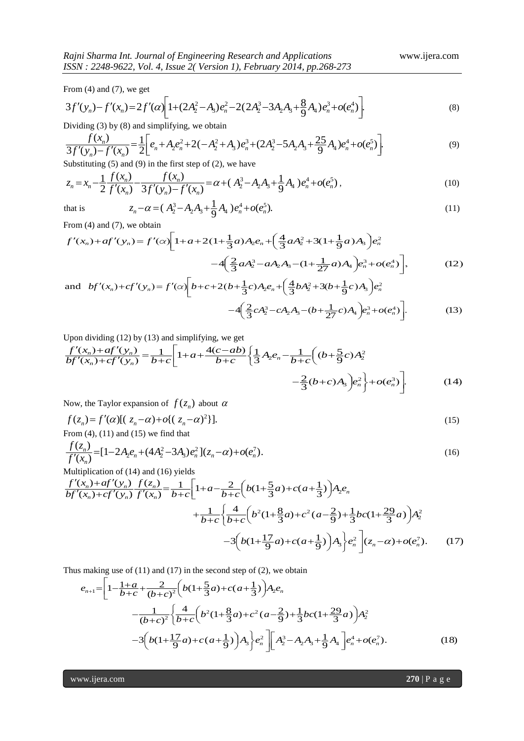From (4) and (7), we get

$$3f'(y_n)-f'(x_n)=2f'(\alpha)\left[1+(2A_2^2-A_3)e_n^2-2(2A_2^3-3A_2A_3+\frac{8}{9}A_4)e_n^3+o(e_n^4)\right]. \tag{8}$$

Dividing (3) by (8) and simplifying, we obtain

$$\frac{f(x_n)}{3f'(y_n)-f'(x_n)}=\frac{1}{2}\left[e_n+A_2e_n^2+2(-A_2^2+A_3)e_n^3+(2A_2^3-5A_2A_3+\frac{25}{9}A_4)e_n^4+o(e_n^5)\right]. \tag{9}$$

Substituting (5) and (9) in the first step of (2), we have

$$z_n=x_n-\frac{1}{2}\frac{f(x_n)}{f'(x_n)}-\frac{f(x_n)}{3f'(y_n)-f'(x_n)}=\alpha+(A_2^3-A_2A_3+\frac{1}{9}A_4)e_n^4+o(e_n^5), \tag{10}$$

that is

$$z_n-\alpha=(A_2^3-A_2A_3+\frac{1}{9}A_4)e_n^4+o(e_n^5). \tag{11}$$

From (4) and (7), we obtain

$$f'(x_n)+af'(y_n)=f'(\alpha)\Big[1+a+2(1+\frac{1}{3}a)A_2e_n+\Big(\frac{4}{3}aA_2^2+3(1+\frac{1}{9}a)A_3\Big)e_n^2$$
$$-4\Big(\frac{2}{3}aA_2^3-aA_2A_3-(1+\frac{1}{27}a)A_4\Big)e_n^3+o(e_n^4)\Big], \tag{12}$$

and

$$bf'(x_n)+cf'(y_n)=f'(\alpha)\Big[b+c+2(b+\frac{1}{3}c)A_2e_n+\Big(\frac{4}{3}bA_2^2+3(b+\frac{1}{9}c)A_3\Big)e_n^2$$
$$-4\Big(\frac{2}{3}cA_2^3-cA_2A_3-(b+\frac{1}{27}c)A_4\Big)e_n^3+o(e_n^4)\Big]. \tag{13}$$

Upon dividing (12) by (13) and simplifying, we get

$$\frac{f'(x_n)+af'(y_n)}{bf'(x_n)+cf'(y_n)}=\frac{1}{b+c}\Big[1+a+\frac{4(c-ab)}{b+c}\Big\{\frac{1}{3}A_2e_n-\frac{1}{b+c}\Big((b+\frac{5}{9}c)A_2^2$$
$$-\frac{2}{3}(b+c)A_3\Big)e_n^2\Big\}+o(e_n^3)\Big]. \tag{14}$$

Now, the Taylor expansion of $f(z_n)$ about $\alpha$

$$f(z_n)=f'(\alpha)[(z_n-\alpha)+o\{(z_n-\alpha)^2\}]. \tag{15}$$

From (4), (11) and (15) we find that

$$\frac{f(z_n)}{f'(x_n)}=[1-2A_2e_n+(4A_2^2-3A_3)e_n^2](z_n-\alpha)+o(e_n^7). \tag{16}$$

Multiplication of (14) and (16) yields

$$\frac{f'(x_n)+af'(y_n)}{bf'(x_n)+cf'(y_n)}\frac{f(z_n)}{f'(x_n)}=\frac{1}{b+c}\Big[1+a-\frac{2}{b+c}\Big(b(1+\frac{5}{3}a)+c(a+\frac{1}{3})\Big)A_2e_n$$
$$+\frac{1}{b+c}\Big\{\frac{4}{b+c}\Big(b^2(1+\frac{8}{3}a)+c^2(a-\frac{2}{9})+\frac{1}{3}bc(1+\frac{29}{3}a)\Big)A_2^2$$
$$-3\Big(b(1+\frac{17}{9}a)+c(a+\frac{1}{9})\Big)A_3\Big\}e_n^2\Big](z_n-\alpha)+o(e_n^7). \tag{17}$$

Thus making use of (11) and (17) in the second step of (2), we obtain

$$e_{n+1}=\Big[1-\frac{1+a}{b+c}+\frac{2}{(b+c)^2}\Big(b(1+\frac{5}{3}a)+c(a+\frac{1}{3})\Big)A_2e_n$$
$$-\frac{1}{(b+c)^2}\Big\{\frac{4}{b+c}\Big(b^2(1+\frac{8}{3}a)+c^2(a-\frac{2}{9})+\frac{1}{3}bc(1+\frac{29}{3}a)\Big)A_2^2$$
$$-3\Big(b(1+\frac{17}{9}a)+c(a+\frac{1}{9})\Big)A_3\Big\}e_n^2\Big]\Big[A_2^3-A_2A_3+\frac{1}{9}A_4\Big]e_n^4+o(e_n^7). \tag{18}$$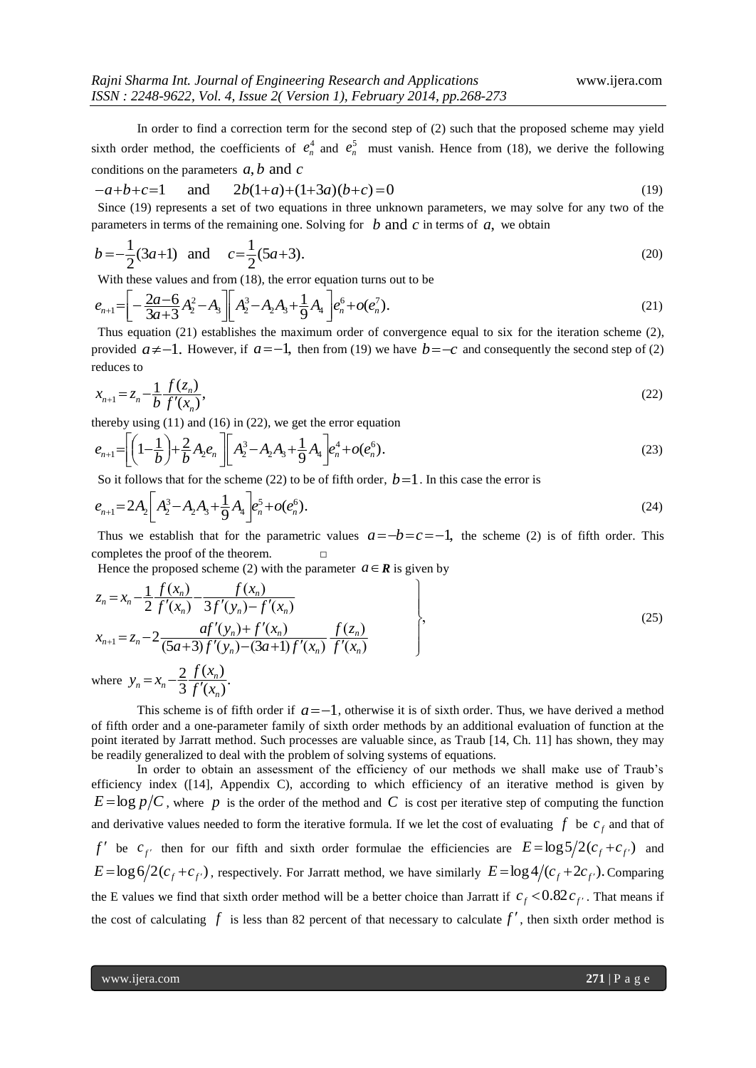In order to find a correction term for the second step of (2) such that the proposed scheme may yield sixth order method, the coefficients of $e_n^4$ and $e_n^5$ must vanish. Hence from (18), we derive the following conditions on the parameters $a, b$ and $c$

$$-a+b+c=1 \quad \text{and} \quad 2b(1+a)+(1+3a)(b+c)=0 \tag{19}$$

Since (19) represents a set of two equations in three unknown parameters, we may solve for any two of the parameters in terms of the remaining one. Solving for $b$ and $c$ in terms of $a$, we obtain

$$b=-\frac{1}{2}(3a+1) \quad \text{and} \quad c=\frac{1}{2}(5a+3). \tag{20}$$

With these values and from (18), the error equation turns out to be

$$e_{n+1}=\left[-\frac{2a-6}{3a+3}A_2^2-A_3\right]\left[A_2^3-A_2A_3+\frac{1}{9}A_4\right]e_n^6+o(e_n^7). \tag{21}$$

Thus equation (21) establishes the maximum order of convergence equal to six for the iteration scheme (2), provided $a\neq-1$. However, if $a=-1$, then from (19) we have $b=-c$ and consequently the second step of (2) reduces to

$$x_{n+1}=z_n-\frac{1}{b}\frac{f(z_n)}{f'(x_n)}, \tag{22}$$

thereby using (11) and (16) in (22), we get the error equation

$$e_{n+1}=\left[\left(1-\frac{1}{b}\right)+\frac{2}{b}A_2e_n\right]\left[A_2^3-A_2A_3+\frac{1}{9}A_4\right]e_n^4+o(e_n^6). \tag{23}$$

So it follows that for the scheme (22) to be of fifth order, $b=1$. In this case the error is

$$e_{n+1}=2A_2\left[A_2^3-A_2A_3+\frac{1}{9}A_4\right]e_n^5+o(e_n^6). \tag{24}$$

Thus we establish that for the parametric values $a=-b=c=-1$, the scheme (2) is of fifth order. This completes the proof of the theorem. □

Hence the proposed scheme (2) with the parameter $a\in\boldsymbol{R}$ is given by

$$\left.\begin{aligned} z_n &= x_n-\frac{1}{2}\frac{f(x_n)}{f'(x_n)}-\frac{f(x_n)}{3f'(y_n)-f'(x_n)} \\ x_{n+1} &= z_n-2\frac{af'(y_n)+f'(x_n)}{(5a+3)f'(y_n)-(3a+1)f'(x_n)}\frac{f(z_n)}{f'(x_n)} \end{aligned}\right\}, \tag{25}$$

where $y_n=x_n-\dfrac{2}{3}\dfrac{f(x_n)}{f'(x_n)}$.

This scheme is of fifth order if $a=-1$, otherwise it is of sixth order. Thus, we have derived a method of fifth order and a one-parameter family of sixth order methods by an additional evaluation of function at the point iterated by Jarratt method. Such processes are valuable since, as Traub [14, Ch. 11] has shown, they may be readily generalized to deal with the problem of solving systems of equations.

In order to obtain an assessment of the efficiency of our methods we shall make use of Traub's efficiency index ([14], Appendix C), according to which efficiency of an iterative method is given by $E=\log p/C$, where $p$ is the order of the method and $C$ is cost per iterative step of computing the function and derivative values needed to form the iterative formula. If we let the cost of evaluating $f$ be $c_f$ and that of $f'$ be $c_{f'}$ then for our fifth and sixth order formulae the efficiencies are $E=\log 5/2(c_f+c_{f'})$ and $E=\log 6/2(c_f+c_{f'})$, respectively. For Jarratt method, we have similarly $E=\log 4/(c_f+2c_{f'})$. Comparing the E values we find that sixth order method will be a better choice than Jarratt if $c_f<0.82c_{f'}$. That means if the cost of calculating $f$ is less than 82 percent of that necessary to calculate $f'$, then sixth order method is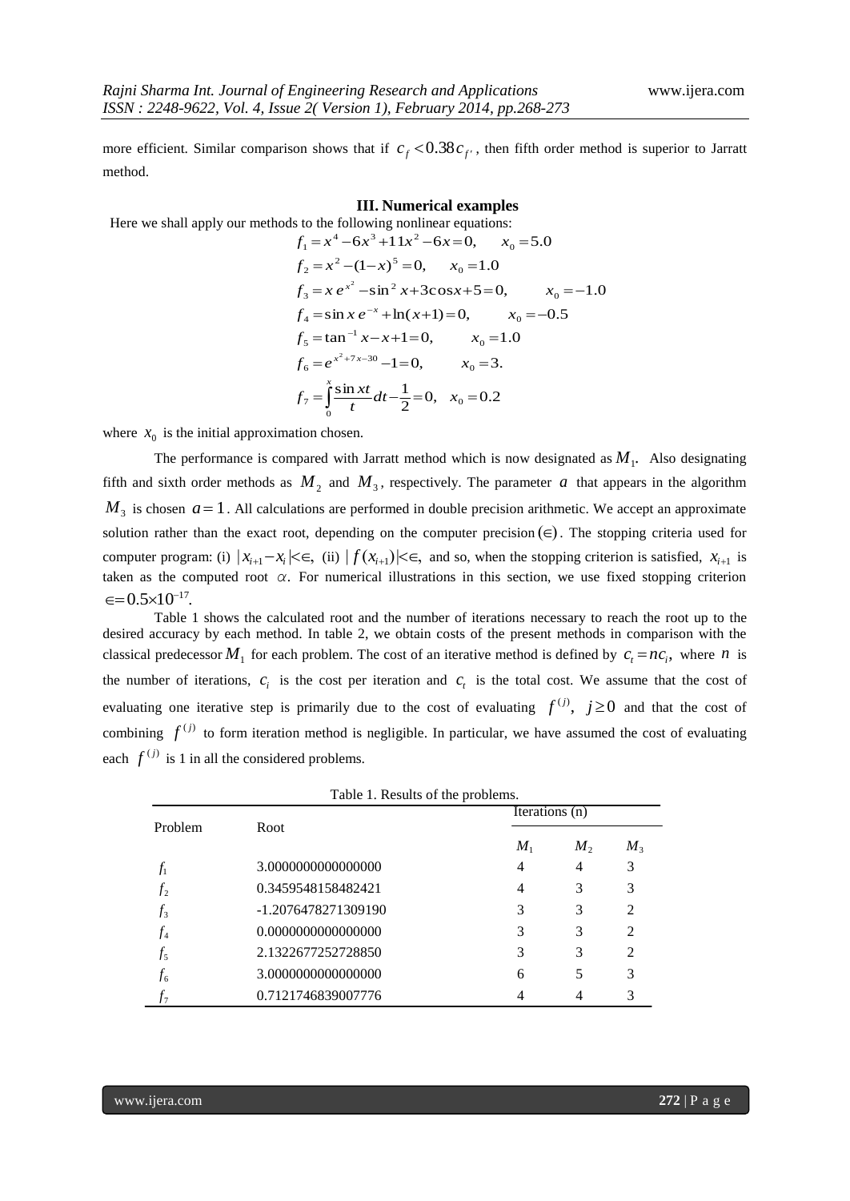more efficient. Similar comparison shows that if $c_f < 0.38 c_{f'}$, then fifth order method is superior to Jarratt method.

### III. Numerical examples

Here we shall apply our methods to the following nonlinear equations:

$$f_1 = x^4 - 6x^3 + 11x^2 - 6x = 0, \quad x_0 = 5.0$$

$$f_2 = x^2 - (1-x)^5 = 0, \quad x_0 = 1.0$$

$$f_3 = x\,e^{x^2} - \sin^2 x + 3\cos x + 5 = 0, \quad x_0 = -1.0$$

$$f_4 = \sin x\, e^{-x} + \ln(x+1) = 0, \quad x_0 = -0.5$$

$$f_5 = \tan^{-1} x - x + 1 = 0, \quad x_0 = 1.0$$

$$f_6 = e^{x^2+7x-30} - 1 = 0, \quad x_0 = 3.$$

$$f_7 = \int_0^x \frac{\sin xt}{t}\,dt - \frac{1}{2} = 0, \quad x_0 = 0.2$$

where $x_0$ is the initial approximation chosen.

The performance is compared with Jarratt method which is now designated as $M_1$. Also designating fifth and sixth order methods as $M_2$ and $M_3$, respectively. The parameter $a$ that appears in the algorithm $M_3$ is chosen $a = 1$. All calculations are performed in double precision arithmetic. We accept an approximate solution rather than the exact root, depending on the computer precision $(\in)$. The stopping criteria used for computer program: (i) $|x_{i+1} - x_i| < \in$, (ii) $|f(x_{i+1})| < \in$, and so, when the stopping criterion is satisfied, $x_{i+1}$ is taken as the computed root $\alpha$. For numerical illustrations in this section, we use fixed stopping criterion $\in = 0.5 \times 10^{-17}$.

Table 1 shows the calculated root and the number of iterations necessary to reach the root up to the desired accuracy by each method. In table 2, we obtain costs of the present methods in comparison with the classical predecessor $M_1$ for each problem. The cost of an iterative method is defined by $c_t = nc_i$, where $n$ is the number of iterations, $c_i$ is the cost per iteration and $c_t$ is the total cost. We assume that the cost of evaluating one iterative step is primarily due to the cost of evaluating $f^{(j)}$, $j \geq 0$ and that the cost of combining $f^{(j)}$ to form iteration method is negligible. In particular, we have assumed the cost of evaluating each $f^{(j)}$ is 1 in all the considered problems.

Table 1. Results of the problems.

| Problem | Root | Iterations (n) | | |
|---|---|---|---|---|
| | | $M_1$ | $M_2$ | $M_3$ |
| $f_1$ | 3.0000000000000000 | 4 | 4 | 3 |
| $f_2$ | 0.3459548158482421 | 4 | 3 | 3 |
| $f_3$ | -1.2076478271309190 | 3 | 3 | 2 |
| $f_4$ | 0.0000000000000000 | 3 | 3 | 2 |
| $f_5$ | 2.1322677252728850 | 3 | 3 | 2 |
| $f_6$ | 3.0000000000000000 | 6 | 5 | 3 |
| $f_7$ | 0.7121746839007776 | 4 | 4 | 3 |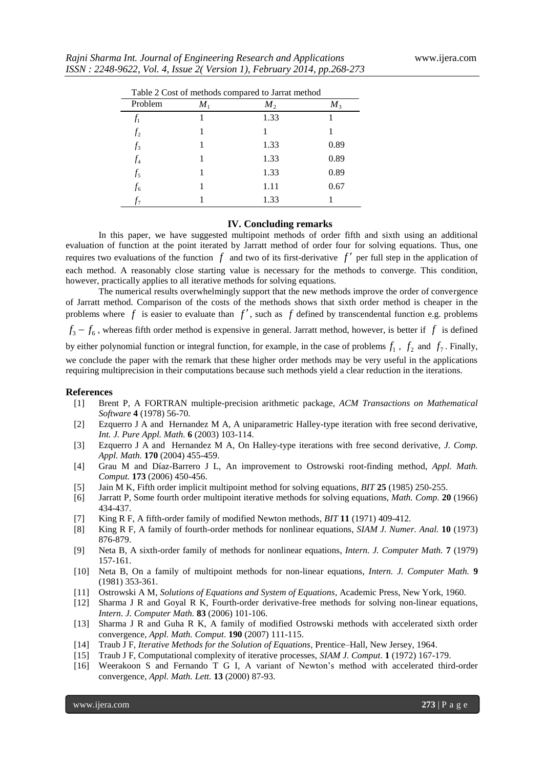Table 2 Cost of methods compared to Jarrat method

| Problem | $M_1$ | $M_2$ | $M_3$ |
|---|---|---|---|
| $f_1$ | 1 | 1.33 | 1 |
| $f_2$ | 1 | 1 | 1 |
| $f_3$ | 1 | 1.33 | 0.89 |
| $f_4$ | 1 | 1.33 | 0.89 |
| $f_5$ | 1 | 1.33 | 0.89 |
| $f_6$ | 1 | 1.11 | 0.67 |
| $f_7$ | 1 | 1.33 | 1 |

## IV. Concluding remarks

In this paper, we have suggested multipoint methods of order fifth and sixth using an additional evaluation of function at the point iterated by Jarratt method of order four for solving equations. Thus, one requires two evaluations of the function $f$ and two of its first-derivative $f'$ per full step in the application of each method. A reasonably close starting value is necessary for the methods to converge. This condition, however, practically applies to all iterative methods for solving equations.

The numerical results overwhelmingly support that the new methods improve the order of convergence of Jarratt method. Comparison of the costs of the methods shows that sixth order method is cheaper in the problems where $f$ is easier to evaluate than $f'$, such as $f$ defined by transcendental function e.g. problems $f_3 - f_6$, whereas fifth order method is expensive in general. Jarratt method, however, is better if $f$ is defined by either polynomial function or integral function, for example, in the case of problems $f_1$, $f_2$ and $f_7$. Finally, we conclude the paper with the remark that these higher order methods may be very useful in the applications requiring multiprecision in their computations because such methods yield a clear reduction in the iterations.

## References

[1] Brent P, A FORTRAN multiple-precision arithmetic package, *ACM Transactions on Mathematical Software* **4** (1978) 56-70.

[2] Ezquerro J A and Hernandez M A, A uniparametric Halley-type iteration with free second derivative, *Int. J. Pure Appl. Math.* **6** (2003) 103-114.

[3] Ezquerro J A and Hernandez M A, On Halley-type iterations with free second derivative, *J. Comp. Appl. Math.* **170** (2004) 455-459.

[4] Grau M and Díaz-Barrero J L, An improvement to Ostrowski root-finding method, *Appl. Math. Comput.* **173** (2006) 450-456.

[5] Jain M K, Fifth order implicit multipoint method for solving equations, *BIT* **25** (1985) 250-255.

[6] Jarratt P, Some fourth order multipoint iterative methods for solving equations, *Math. Comp.* **20** (1966) 434-437.

[7] King R F, A fifth-order family of modified Newton methods, *BIT* **11** (1971) 409-412.

[8] King R F, A family of fourth-order methods for nonlinear equations, *SIAM J. Numer. Anal.* **10** (1973) 876-879.

[9] Neta B, A sixth-order family of methods for nonlinear equations, *Intern. J. Computer Math.* **7** (1979) 157-161.

[10] Neta B, On a family of multipoint methods for non-linear equations, *Intern. J. Computer Math.* **9** (1981) 353-361.

[11] Ostrowski A M, *Solutions of Equations and System of Equations*, Academic Press, New York, 1960.

[12] Sharma J R and Goyal R K, Fourth-order derivative-free methods for solving non-linear equations, *Intern. J. Computer Math.* **83** (2006) 101-106.

[13] Sharma J R and Guha R K, A family of modified Ostrowski methods with accelerated sixth order convergence, *Appl. Math. Comput.* **190** (2007) 111-115.

[14] Traub J F, *Iterative Methods for the Solution of Equations*, Prentice–Hall, New Jersey, 1964.

[15] Traub J F, Computational complexity of iterative processes, *SIAM J. Comput.* **1** (1972) 167-179.

[16] Weerakoon S and Fernando T G I, A variant of Newton's method with accelerated third-order convergence, *Appl. Math. Lett.* **13** (2000) 87-93.